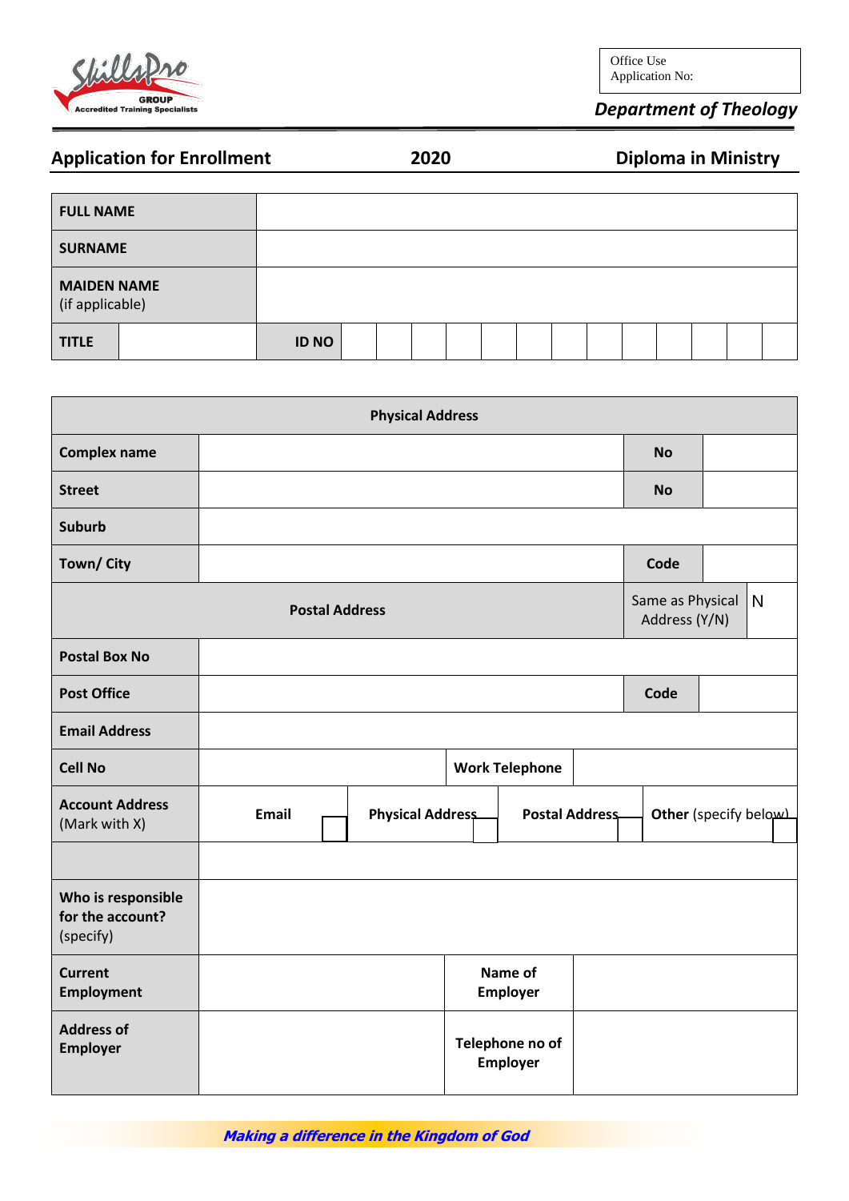SkillsPro GROUP
Accredited Training Specialists

| Office Use |
| --- |
| Application No: |

***Department of Theology***

## Application for Enrollment 2020 Diploma in Ministry

| FULL NAME | | | | | | | | | | | | | | |
| --- | --- | --- | --- | --- | --- | --- | --- | --- | --- | --- | --- | --- | --- | --- |
| SURNAME | | | | | | | | | | | | | | |
| MAIDEN NAME (if applicable) | | | | | | | | | | | | | | |
| TITLE | | ID NO | | | | | | | | | | | | |

| Physical Address | | | | |
| --- | --- | --- | --- | --- |
| Complex name | | | No | |
| Street | | | No | |
| Suburb | | | | |
| Town/ City | | | Code | |
| Postal Address | | | Same as Physical Address (Y/N) | N |
| Postal Box No | | | | |
| Post Office | | | Code | |
| Email Address | | | | |
| Cell No | | Work Telephone | | |
| Account Address (Mark with X) | Email | Physical Address | Postal Address | Other (specify below) |
| | | | | |
| Who is responsible for the account? (specify) | | | | |
| Current Employment | | Name of Employer | | |
| Address of Employer | | Telephone no of Employer | | |

***Making a difference in the Kingdom of God***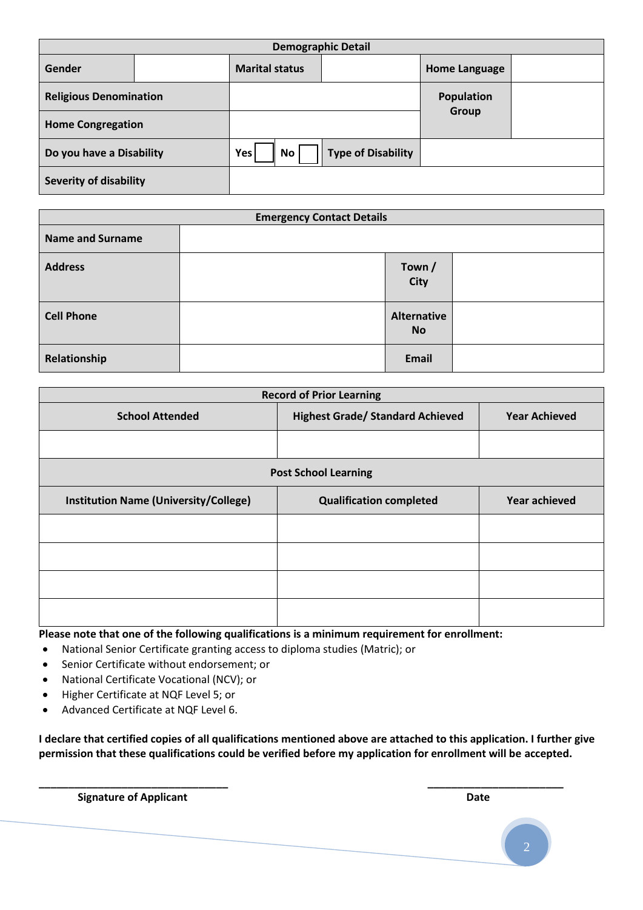| Demographic Detail | | | | | |
|---|---|---|---|---|---|
| **Gender** | | **Marital status** | | **Home Language** | |
| **Religious Denomination** | | | | **Population Group** | |
| **Home Congregation** | | | | | |
| **Do you have a Disability** | **Yes** ☐ **No** ☐ | **Type of Disability** | | | |
| **Severity of disability** | | | | | |

| Emergency Contact Details | | | |
|---|---|---|---|
| **Name and Surname** | | | |
| **Address** | | **Town / City** | |
| **Cell Phone** | | **Alternative No** | |
| **Relationship** | | **Email** | |

| Record of Prior Learning | | |
|---|---|---|
| **School Attended** | **Highest Grade/ Standard Achieved** | **Year Achieved** |
| | | |
| **Post School Learning** | | |
| **Institution Name (University/College)** | **Qualification completed** | **Year achieved** |
| | | |
| | | |
| | | |
| | | |

**Please note that one of the following qualifications is a minimum requirement for enrollment:**

- National Senior Certificate granting access to diploma studies (Matric); or
- Senior Certificate without endorsement; or
- National Certificate Vocational (NCV); or
- Higher Certificate at NQF Level 5; or
- Advanced Certificate at NQF Level 6.

**I declare that certified copies of all qualifications mentioned above are attached to this application. I further give permission that these qualifications could be verified before my application for enrollment will be accepted.**

\_\_\_\_\_\_\_\_\_\_\_\_\_\_\_\_\_\_\_\_\_\_\_\_\_\_\_\_\_\_\_\_ &nbsp;&nbsp;&nbsp;&nbsp;&nbsp;&nbsp;&nbsp;&nbsp; \_\_\_\_\_\_\_\_\_\_\_\_\_\_\_\_\_\_\_\_\_\_\_\_

**Signature of Applicant** &nbsp;&nbsp;&nbsp;&nbsp;&nbsp;&nbsp;&nbsp;&nbsp; **Date**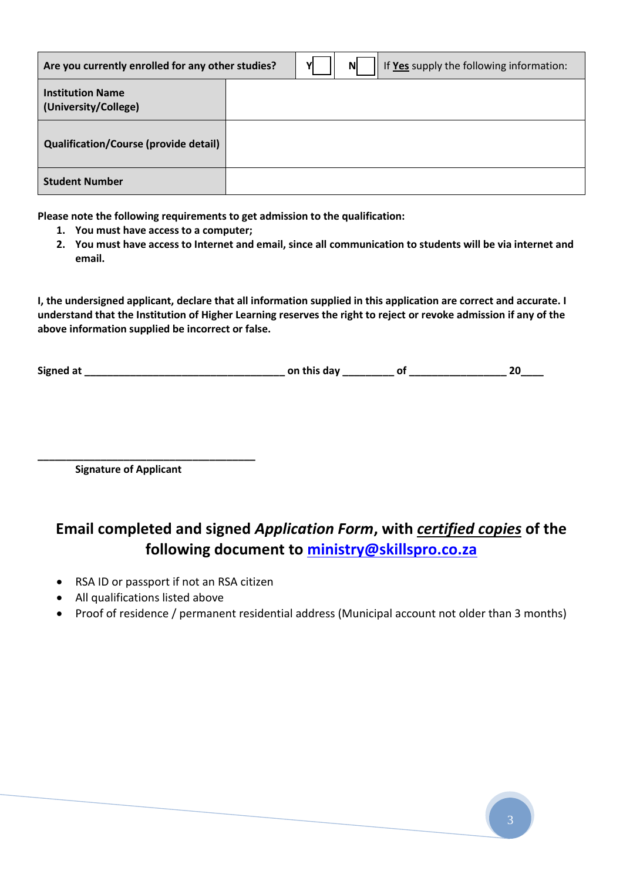| Are you currently enrolled for any other studies? | Y☐ | N☐ | If **Yes** supply the following information: |
|---|---|---|---|
| **Institution Name (University/College)** | | | |
| **Qualification/Course (provide detail)** | | | |
| **Student Number** | | | |

**Please note the following requirements to get admission to the qualification:**

1. **You must have access to a computer;**
2. **You must have access to Internet and email, since all communication to students will be via internet and email.**

**I, the undersigned applicant, declare that all information supplied in this application are correct and accurate. I understand that the Institution of Higher Learning reserves the right to reject or revoke admission if any of the above information supplied be incorrect or false.**

**Signed at ___________________________________ on this day _________ of _________________ 20____**

**_______________________________________**

**Signature of Applicant**

## Email completed and signed *Application Form*, with ***certified copies*** of the following document to [ministry@skillspro.co.za](mailto:ministry@skillspro.co.za)

- RSA ID or passport if not an RSA citizen
- All qualifications listed above
- Proof of residence / permanent residential address (Municipal account not older than 3 months)